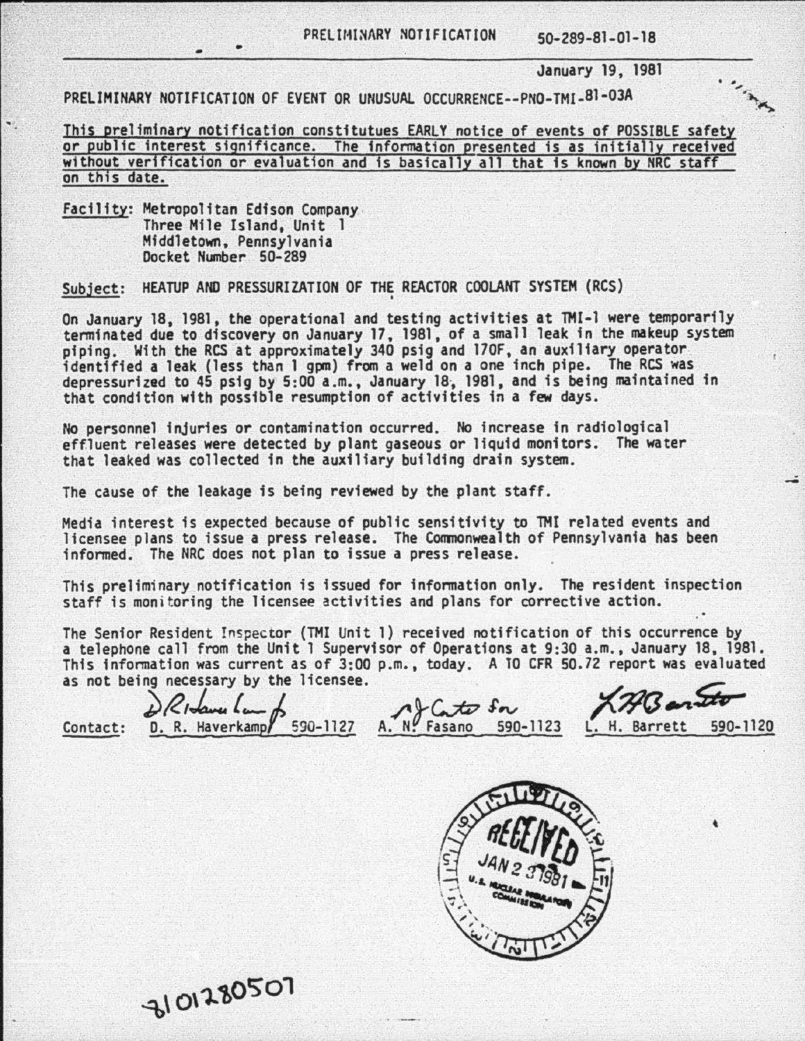PRELIMINARY NOTIFICATION 50-289-81-01-18

January 19, 1981

PRELIMINARY NOTIFICATION OF EVENT OR UNUSUAL OCCURRENCE--PNO-TMI-81-03A

This preliminary notification constitutues EARLY notice of events of POSSIBLE safety or public interest significance. The information presented is as initially received without verification or evaluation and is basically all that is known by NRC staff on this date.

Facility: Metropolitan Edison Company
Three Mile Island, Unit 1
Middletown, Pennsylvania
Docket Number 50-289

Subject: HEATUP AND PRESSURIZATION OF THE REACTOR COOLANT SYSTEM (RCS)

On January 18, 1981, the operational and testing activities at TMI-1 were temporarily terminated due to discovery on January 17, 1981, of a small leak in the makeup system piping. With the RCS at approximately 340 psig and 170F, an auxiliary operator identified a leak (less than 1 gpm) from a weld on a one inch pipe. The RCS was depressurized to 45 psig by 5:00 a.m., January 18, 1981, and is being maintained in that condition with possible resumption of activities in a few days.

No personnel injuries or contamination occurred. No increase in radiological effluent releases were detected by plant gaseous or liquid monitors. The water that leaked was collected in the auxiliary building drain system.

The cause of the leakage is being reviewed by the plant staff.

Media interest is expected because of public sensitivity to TMI related events and licensee plans to issue a press release. The Commonwealth of Pennsylvania has been informed. The NRC does not plan to issue a press release.

This preliminary notification is issued for information only. The resident inspection staff is monitoring the licensee activities and plans for corrective action.

The Senior Resident Inspector (TMI Unit 1) received notification of this occurrence by a telephone call from the Unit 1 Supervisor of Operations at 9:30 a.m., January 18, 1981. This information was current as of 3:00 p.m., today. A 10 CFR 50.72 report was evaluated as not being necessary by the licensee.

Contact: D. R. Haverkamp 590-1127 A. N. Fasano 590-1123 L. H. Barrett 590-1120

RECEIVED JAN 23 1981 U.S. NUCLEAR REGULATORY COMMISSION

8101280507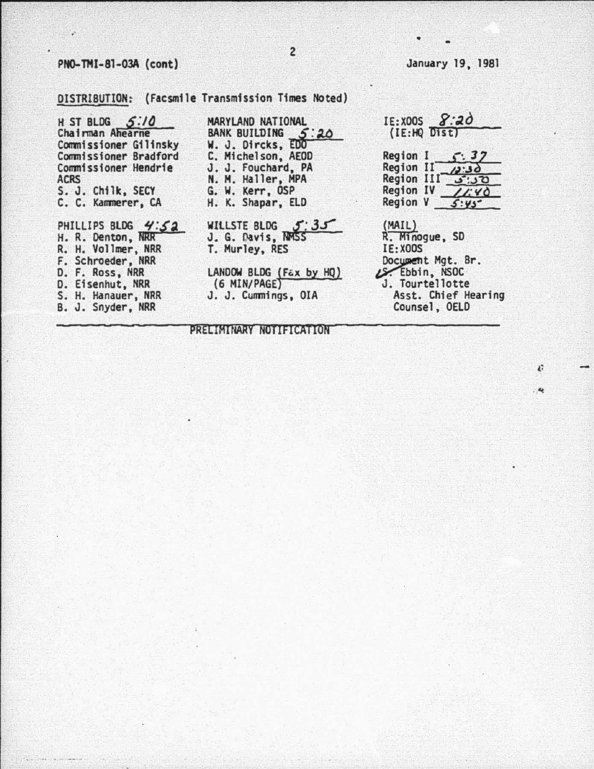PNO-TMI-81-03A (cont)

January 19, 1981

DISTRIBUTION: (Facsmile Transmission Times Noted)

H ST BLDG 5:10
Chairman Ahearne
Commissioner Gilinsky
Commissioner Bradford
Commissioner Hendrie
ACRS
S. J. Chilk, SECY
C. C. Kammerer, CA

PHILLIPS BLDG 4:52
H. R. Denton, NRR
R. H. Vollmer, NRR
F. Schroeder, NRR
D. F. Ross, NRR
D. Eisenhut, NRR
S. H. Hanauer, NRR
B. J. Snyder, NRR

MARYLAND NATIONAL BANK BUILDING 5:20
W. J. Dircks, EDO
C. Michelson, AEOD
J. J. Fouchard, PA
N. M. Haller, MPA
G. W. Kerr, OSP
H. K. Shapar, ELD

WILLSTE BLDG 5:35
J. G. Davis, NMSS
T. Murley, RES

LANDOW BLDG (Fax by HQ)
(6 MIN/PAGE)
J. J. Cummings, OIA

IE:XOOS 8:20
(IE:HQ Dist)

Region I 5:37
Region II 12:30
Region III 5:30
Region IV 11:40
Region V 5:45

(MAIL)
R. Minogue, SD
IE:XOOS
Document Mgt. Br.
S. Ebbin, NSOC
J. Tourtellotte
Asst. Chief Hearing Counsel, OELD

PRELIMINARY NOTIFICATION